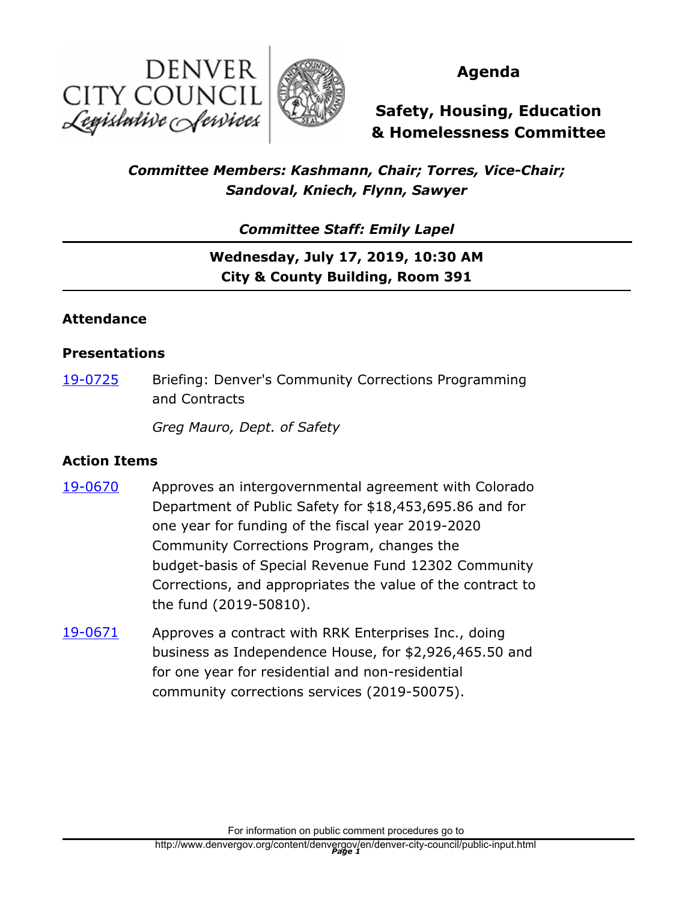DENVER CITY COUNCIL
*Legislative Services*

# Agenda

## Safety, Housing, Education & Homelessness Committee

***Committee Members: Kashmann, Chair; Torres, Vice-Chair; Sandoval, Kniech, Flynn, Sawyer***

***Committee Staff: Emily Lapel***

**Wednesday, July 17, 2019, 10:30 AM**
**City & County Building, Room 391**

### Attendance

### Presentations

19-0725 Briefing: Denver's Community Corrections Programming and Contracts

*Greg Mauro, Dept. of Safety*

### Action Items

19-0670 Approves an intergovernmental agreement with Colorado Department of Public Safety for $18,453,695.86 and for one year for funding of the fiscal year 2019-2020 Community Corrections Program, changes the budget-basis of Special Revenue Fund 12302 Community Corrections, and appropriates the value of the contract to the fund (2019-50810).

19-0671 Approves a contract with RRK Enterprises Inc., doing business as Independence House, for $2,926,465.50 and for one year for residential and non-residential community corrections services (2019-50075).

For information on public comment procedures go to
http://www.denvergov.org/content/denvergov/en/denver-city-council/public-input.html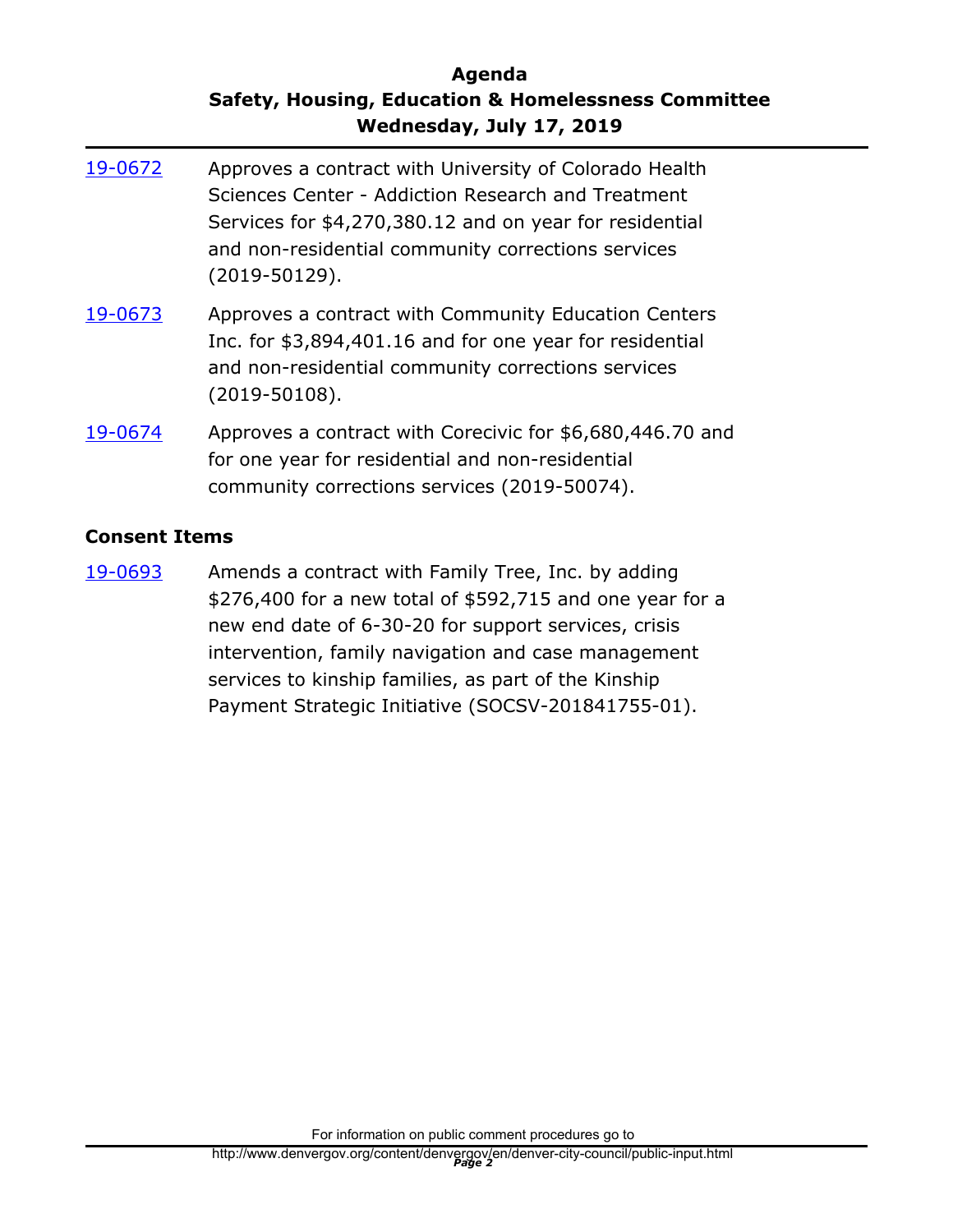# Agenda
## Safety, Housing, Education & Homelessness Committee
## Wednesday, July 17, 2019

[19-0672](#) Approves a contract with University of Colorado Health Sciences Center - Addiction Research and Treatment Services for $4,270,380.12 and on year for residential and non-residential community corrections services (2019-50129).

[19-0673](#) Approves a contract with Community Education Centers Inc. for $3,894,401.16 and for one year for residential and non-residential community corrections services (2019-50108).

[19-0674](#) Approves a contract with Corecivic for $6,680,446.70 and for one year for residential and non-residential community corrections services (2019-50074).

### Consent Items

[19-0693](#) Amends a contract with Family Tree, Inc. by adding $276,400 for a new total of $592,715 and one year for a new end date of 6-30-20 for support services, crisis intervention, family navigation and case management services to kinship families, as part of the Kinship Payment Strategic Initiative (SOCSV-201841755-01).

For information on public comment procedures go to http://www.denvergov.org/content/denvergov/en/denver-city-council/public-input.html